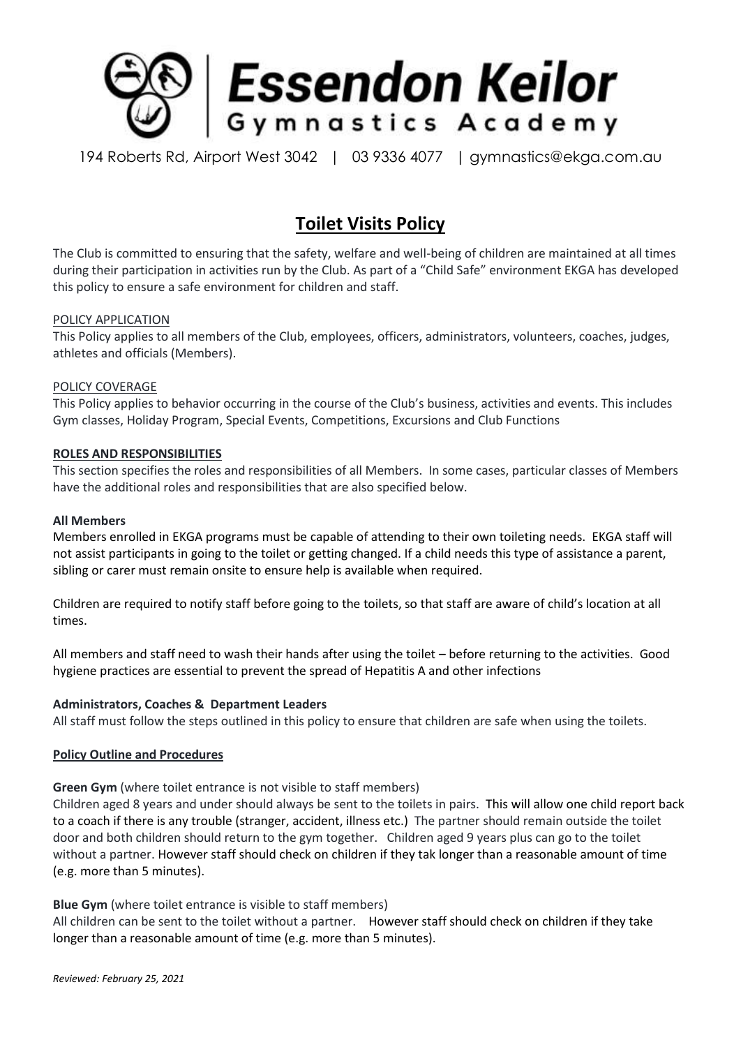# Essendon Keilor Gymnastics Academy

194 Roberts Rd, Airport West 3042 | 03 9336 4077 | gymnastics@ekga.com.au

## Toilet Visits Policy

The Club is committed to ensuring that the safety, welfare and well-being of children are maintained at all times during their participation in activities run by the Club. As part of a "Child Safe" environment EKGA has developed this policy to ensure a safe environment for children and staff.

POLICY APPLICATION

This Policy applies to all members of the Club, employees, officers, administrators, volunteers, coaches, judges, athletes and officials (Members).

POLICY COVERAGE

This Policy applies to behavior occurring in the course of the Club's business, activities and events. This includes Gym classes, Holiday Program, Special Events, Competitions, Excursions and Club Functions

**ROLES AND RESPONSIBILITIES**

This section specifies the roles and responsibilities of all Members. In some cases, particular classes of Members have the additional roles and responsibilities that are also specified below.

**All Members**

Members enrolled in EKGA programs must be capable of attending to their own toileting needs. EKGA staff will not assist participants in going to the toilet or getting changed. If a child needs this type of assistance a parent, sibling or carer must remain onsite to ensure help is available when required.

Children are required to notify staff before going to the toilets, so that staff are aware of child's location at all times.

All members and staff need to wash their hands after using the toilet – before returning to the activities. Good hygiene practices are essential to prevent the spread of Hepatitis A and other infections

**Administrators, Coaches & Department Leaders**

All staff must follow the steps outlined in this policy to ensure that children are safe when using the toilets.

**Policy Outline and Procedures**

**Green Gym** (where toilet entrance is not visible to staff members)

Children aged 8 years and under should always be sent to the toilets in pairs. This will allow one child report back to a coach if there is any trouble (stranger, accident, illness etc.) The partner should remain outside the toilet door and both children should return to the gym together. Children aged 9 years plus can go to the toilet without a partner. However staff should check on children if they tak longer than a reasonable amount of time (e.g. more than 5 minutes).

**Blue Gym** (where toilet entrance is visible to staff members)

All children can be sent to the toilet without a partner. However staff should check on children if they take longer than a reasonable amount of time (e.g. more than 5 minutes).

*Reviewed: February 25, 2021*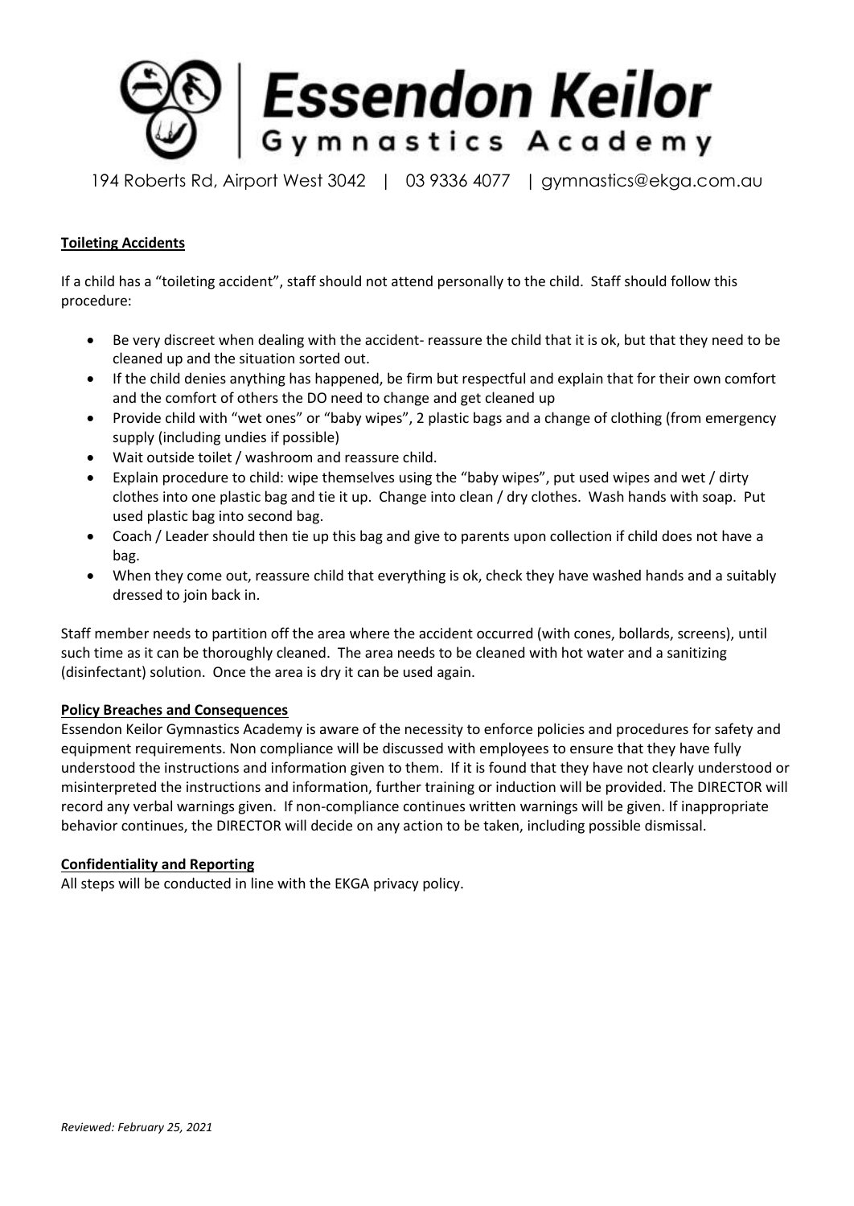## Toileting Accidents

If a child has a "toileting accident", staff should not attend personally to the child. Staff should follow this procedure:

- Be very discreet when dealing with the accident- reassure the child that it is ok, but that they need to be cleaned up and the situation sorted out.
- If the child denies anything has happened, be firm but respectful and explain that for their own comfort and the comfort of others the DO need to change and get cleaned up
- Provide child with "wet ones" or "baby wipes", 2 plastic bags and a change of clothing (from emergency supply (including undies if possible)
- Wait outside toilet / washroom and reassure child.
- Explain procedure to child: wipe themselves using the "baby wipes", put used wipes and wet / dirty clothes into one plastic bag and tie it up. Change into clean / dry clothes. Wash hands with soap. Put used plastic bag into second bag.
- Coach / Leader should then tie up this bag and give to parents upon collection if child does not have a bag.
- When they come out, reassure child that everything is ok, check they have washed hands and a suitably dressed to join back in.

Staff member needs to partition off the area where the accident occurred (with cones, bollards, screens), until such time as it can be thoroughly cleaned. The area needs to be cleaned with hot water and a sanitizing (disinfectant) solution. Once the area is dry it can be used again.

## Policy Breaches and Consequences

Essendon Keilor Gymnastics Academy is aware of the necessity to enforce policies and procedures for safety and equipment requirements. Non compliance will be discussed with employees to ensure that they have fully understood the instructions and information given to them. If it is found that they have not clearly understood or misinterpreted the instructions and information, further training or induction will be provided. The DIRECTOR will record any verbal warnings given. If non-compliance continues written warnings will be given. If inappropriate behavior continues, the DIRECTOR will decide on any action to be taken, including possible dismissal.

## Confidentiality and Reporting

All steps will be conducted in line with the EKGA privacy policy.

*Reviewed: February 25, 2021*